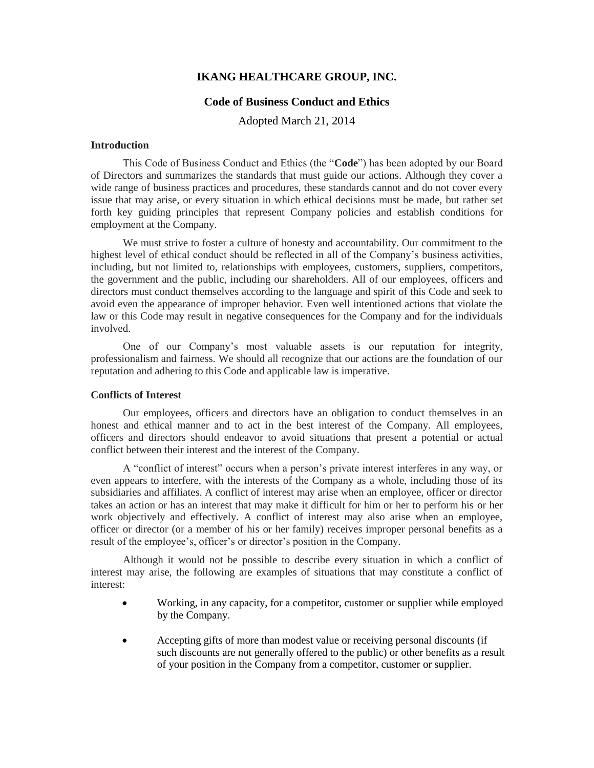# IKANG HEALTHCARE GROUP, INC.

## Code of Business Conduct and Ethics

Adopted March 21, 2014

### Introduction

This Code of Business Conduct and Ethics (the "**Code**") has been adopted by our Board of Directors and summarizes the standards that must guide our actions. Although they cover a wide range of business practices and procedures, these standards cannot and do not cover every issue that may arise, or every situation in which ethical decisions must be made, but rather set forth key guiding principles that represent Company policies and establish conditions for employment at the Company.

We must strive to foster a culture of honesty and accountability. Our commitment to the highest level of ethical conduct should be reflected in all of the Company's business activities, including, but not limited to, relationships with employees, customers, suppliers, competitors, the government and the public, including our shareholders. All of our employees, officers and directors must conduct themselves according to the language and spirit of this Code and seek to avoid even the appearance of improper behavior. Even well intentioned actions that violate the law or this Code may result in negative consequences for the Company and for the individuals involved.

One of our Company's most valuable assets is our reputation for integrity, professionalism and fairness. We should all recognize that our actions are the foundation of our reputation and adhering to this Code and applicable law is imperative.

### Conflicts of Interest

Our employees, officers and directors have an obligation to conduct themselves in an honest and ethical manner and to act in the best interest of the Company. All employees, officers and directors should endeavor to avoid situations that present a potential or actual conflict between their interest and the interest of the Company.

A "conflict of interest" occurs when a person's private interest interferes in any way, or even appears to interfere, with the interests of the Company as a whole, including those of its subsidiaries and affiliates. A conflict of interest may arise when an employee, officer or director takes an action or has an interest that may make it difficult for him or her to perform his or her work objectively and effectively. A conflict of interest may also arise when an employee, officer or director (or a member of his or her family) receives improper personal benefits as a result of the employee's, officer's or director's position in the Company.

Although it would not be possible to describe every situation in which a conflict of interest may arise, the following are examples of situations that may constitute a conflict of interest:

- Working, in any capacity, for a competitor, customer or supplier while employed by the Company.
- Accepting gifts of more than modest value or receiving personal discounts (if such discounts are not generally offered to the public) or other benefits as a result of your position in the Company from a competitor, customer or supplier.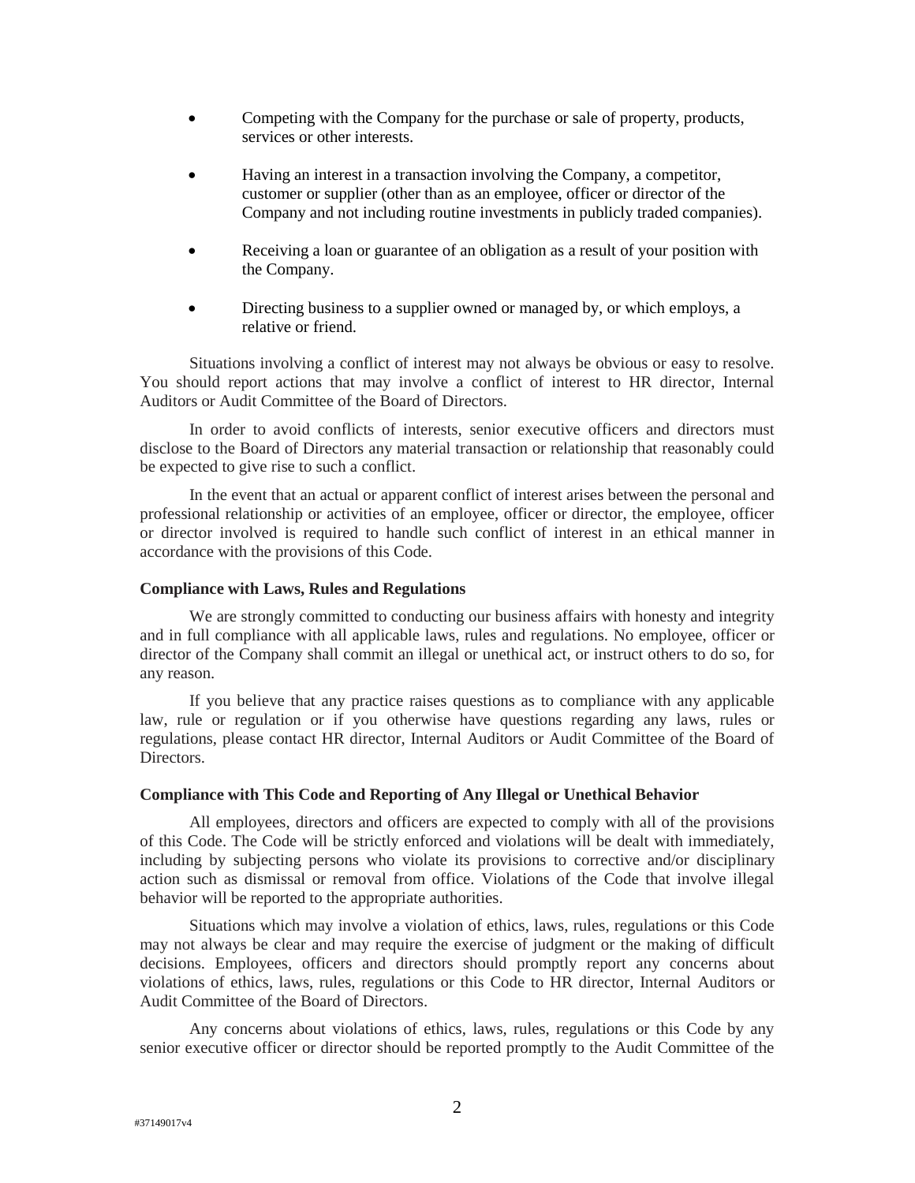- Competing with the Company for the purchase or sale of property, products, services or other interests.
- Having an interest in a transaction involving the Company, a competitor, customer or supplier (other than as an employee, officer or director of the Company and not including routine investments in publicly traded companies).
- Receiving a loan or guarantee of an obligation as a result of your position with the Company.
- Directing business to a supplier owned or managed by, or which employs, a relative or friend.

Situations involving a conflict of interest may not always be obvious or easy to resolve. You should report actions that may involve a conflict of interest to HR director, Internal Auditors or Audit Committee of the Board of Directors.

In order to avoid conflicts of interests, senior executive officers and directors must disclose to the Board of Directors any material transaction or relationship that reasonably could be expected to give rise to such a conflict.

In the event that an actual or apparent conflict of interest arises between the personal and professional relationship or activities of an employee, officer or director, the employee, officer or director involved is required to handle such conflict of interest in an ethical manner in accordance with the provisions of this Code.

**Compliance with Laws, Rules and Regulations**

We are strongly committed to conducting our business affairs with honesty and integrity and in full compliance with all applicable laws, rules and regulations. No employee, officer or director of the Company shall commit an illegal or unethical act, or instruct others to do so, for any reason.

If you believe that any practice raises questions as to compliance with any applicable law, rule or regulation or if you otherwise have questions regarding any laws, rules or regulations, please contact HR director, Internal Auditors or Audit Committee of the Board of Directors.

**Compliance with This Code and Reporting of Any Illegal or Unethical Behavior**

All employees, directors and officers are expected to comply with all of the provisions of this Code. The Code will be strictly enforced and violations will be dealt with immediately, including by subjecting persons who violate its provisions to corrective and/or disciplinary action such as dismissal or removal from office. Violations of the Code that involve illegal behavior will be reported to the appropriate authorities.

Situations which may involve a violation of ethics, laws, rules, regulations or this Code may not always be clear and may require the exercise of judgment or the making of difficult decisions. Employees, officers and directors should promptly report any concerns about violations of ethics, laws, rules, regulations or this Code to HR director, Internal Auditors or Audit Committee of the Board of Directors.

Any concerns about violations of ethics, laws, rules, regulations or this Code by any senior executive officer or director should be reported promptly to the Audit Committee of the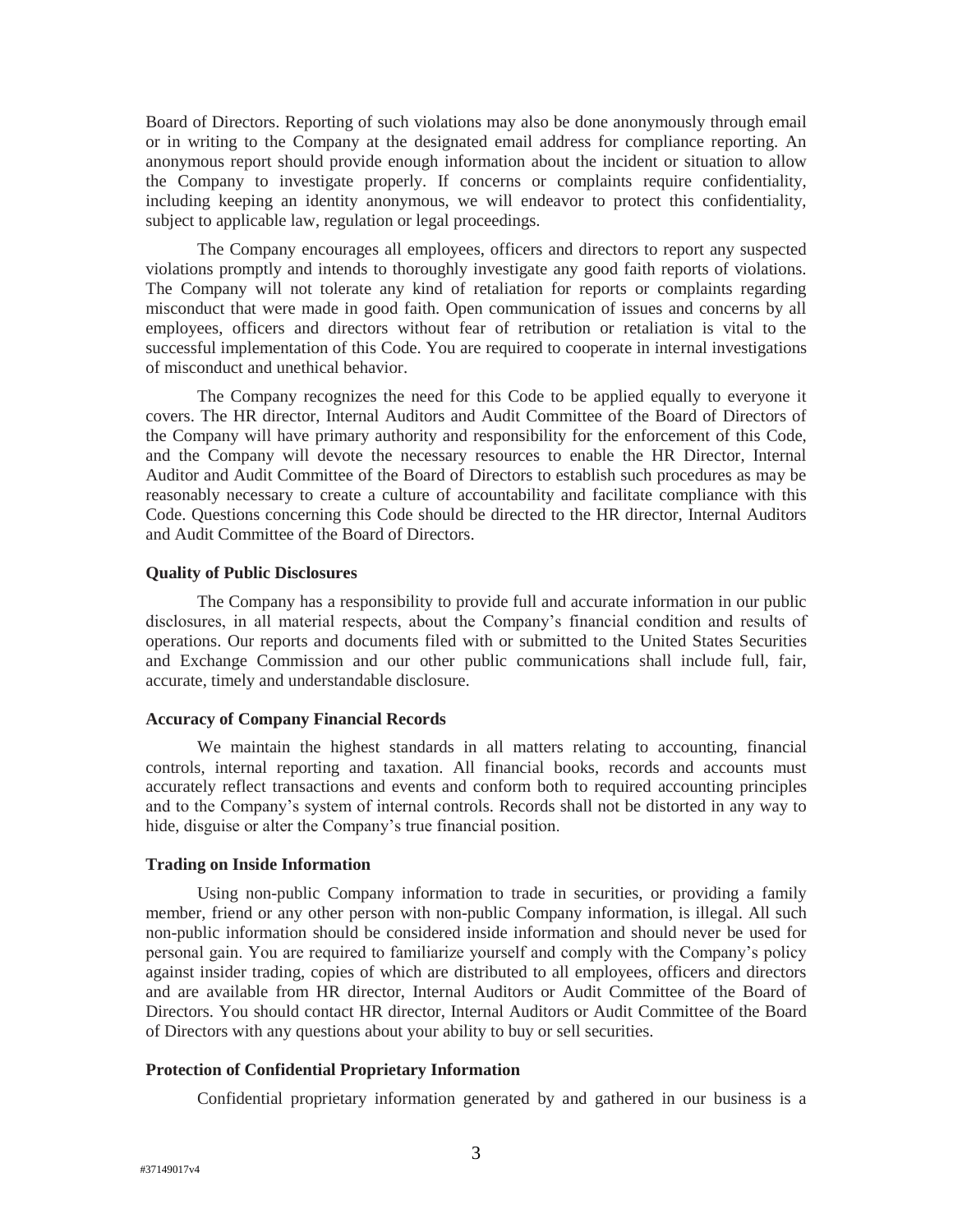Board of Directors. Reporting of such violations may also be done anonymously through email or in writing to the Company at the designated email address for compliance reporting. An anonymous report should provide enough information about the incident or situation to allow the Company to investigate properly. If concerns or complaints require confidentiality, including keeping an identity anonymous, we will endeavor to protect this confidentiality, subject to applicable law, regulation or legal proceedings.

The Company encourages all employees, officers and directors to report any suspected violations promptly and intends to thoroughly investigate any good faith reports of violations. The Company will not tolerate any kind of retaliation for reports or complaints regarding misconduct that were made in good faith. Open communication of issues and concerns by all employees, officers and directors without fear of retribution or retaliation is vital to the successful implementation of this Code. You are required to cooperate in internal investigations of misconduct and unethical behavior.

The Company recognizes the need for this Code to be applied equally to everyone it covers. The HR director, Internal Auditors and Audit Committee of the Board of Directors of the Company will have primary authority and responsibility for the enforcement of this Code, and the Company will devote the necessary resources to enable the HR Director, Internal Auditor and Audit Committee of the Board of Directors to establish such procedures as may be reasonably necessary to create a culture of accountability and facilitate compliance with this Code. Questions concerning this Code should be directed to the HR director, Internal Auditors and Audit Committee of the Board of Directors.

**Quality of Public Disclosures**

The Company has a responsibility to provide full and accurate information in our public disclosures, in all material respects, about the Company's financial condition and results of operations. Our reports and documents filed with or submitted to the United States Securities and Exchange Commission and our other public communications shall include full, fair, accurate, timely and understandable disclosure.

**Accuracy of Company Financial Records**

We maintain the highest standards in all matters relating to accounting, financial controls, internal reporting and taxation. All financial books, records and accounts must accurately reflect transactions and events and conform both to required accounting principles and to the Company's system of internal controls. Records shall not be distorted in any way to hide, disguise or alter the Company's true financial position.

**Trading on Inside Information**

Using non-public Company information to trade in securities, or providing a family member, friend or any other person with non-public Company information, is illegal. All such non-public information should be considered inside information and should never be used for personal gain. You are required to familiarize yourself and comply with the Company's policy against insider trading, copies of which are distributed to all employees, officers and directors and are available from HR director, Internal Auditors or Audit Committee of the Board of Directors. You should contact HR director, Internal Auditors or Audit Committee of the Board of Directors with any questions about your ability to buy or sell securities.

**Protection of Confidential Proprietary Information**

Confidential proprietary information generated by and gathered in our business is a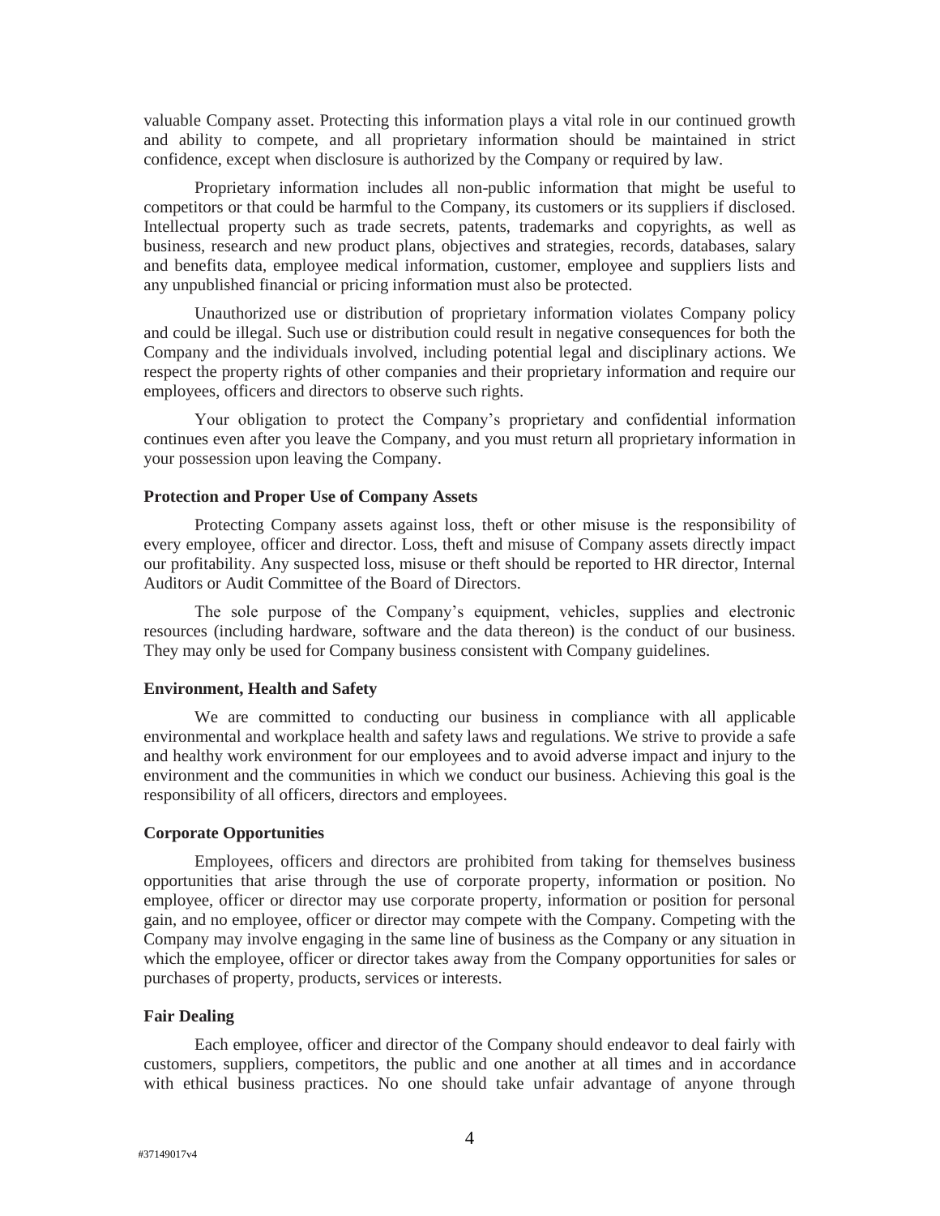valuable Company asset. Protecting this information plays a vital role in our continued growth and ability to compete, and all proprietary information should be maintained in strict confidence, except when disclosure is authorized by the Company or required by law.

Proprietary information includes all non-public information that might be useful to competitors or that could be harmful to the Company, its customers or its suppliers if disclosed. Intellectual property such as trade secrets, patents, trademarks and copyrights, as well as business, research and new product plans, objectives and strategies, records, databases, salary and benefits data, employee medical information, customer, employee and suppliers lists and any unpublished financial or pricing information must also be protected.

Unauthorized use or distribution of proprietary information violates Company policy and could be illegal. Such use or distribution could result in negative consequences for both the Company and the individuals involved, including potential legal and disciplinary actions. We respect the property rights of other companies and their proprietary information and require our employees, officers and directors to observe such rights.

Your obligation to protect the Company's proprietary and confidential information continues even after you leave the Company, and you must return all proprietary information in your possession upon leaving the Company.

**Protection and Proper Use of Company Assets**

Protecting Company assets against loss, theft or other misuse is the responsibility of every employee, officer and director. Loss, theft and misuse of Company assets directly impact our profitability. Any suspected loss, misuse or theft should be reported to HR director, Internal Auditors or Audit Committee of the Board of Directors.

The sole purpose of the Company's equipment, vehicles, supplies and electronic resources (including hardware, software and the data thereon) is the conduct of our business. They may only be used for Company business consistent with Company guidelines.

**Environment, Health and Safety**

We are committed to conducting our business in compliance with all applicable environmental and workplace health and safety laws and regulations. We strive to provide a safe and healthy work environment for our employees and to avoid adverse impact and injury to the environment and the communities in which we conduct our business. Achieving this goal is the responsibility of all officers, directors and employees.

**Corporate Opportunities**

Employees, officers and directors are prohibited from taking for themselves business opportunities that arise through the use of corporate property, information or position. No employee, officer or director may use corporate property, information or position for personal gain, and no employee, officer or director may compete with the Company. Competing with the Company may involve engaging in the same line of business as the Company or any situation in which the employee, officer or director takes away from the Company opportunities for sales or purchases of property, products, services or interests.

**Fair Dealing**

Each employee, officer and director of the Company should endeavor to deal fairly with customers, suppliers, competitors, the public and one another at all times and in accordance with ethical business practices. No one should take unfair advantage of anyone through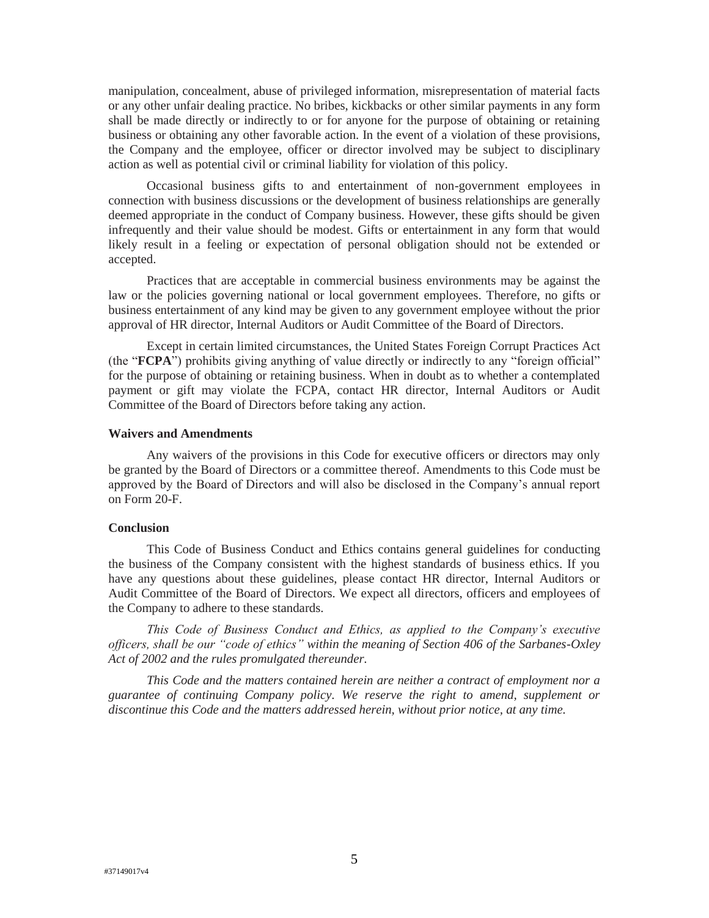manipulation, concealment, abuse of privileged information, misrepresentation of material facts or any other unfair dealing practice. No bribes, kickbacks or other similar payments in any form shall be made directly or indirectly to or for anyone for the purpose of obtaining or retaining business or obtaining any other favorable action. In the event of a violation of these provisions, the Company and the employee, officer or director involved may be subject to disciplinary action as well as potential civil or criminal liability for violation of this policy.

Occasional business gifts to and entertainment of non-government employees in connection with business discussions or the development of business relationships are generally deemed appropriate in the conduct of Company business. However, these gifts should be given infrequently and their value should be modest. Gifts or entertainment in any form that would likely result in a feeling or expectation of personal obligation should not be extended or accepted.

Practices that are acceptable in commercial business environments may be against the law or the policies governing national or local government employees. Therefore, no gifts or business entertainment of any kind may be given to any government employee without the prior approval of HR director, Internal Auditors or Audit Committee of the Board of Directors.

Except in certain limited circumstances, the United States Foreign Corrupt Practices Act (the "**FCPA**") prohibits giving anything of value directly or indirectly to any "foreign official" for the purpose of obtaining or retaining business. When in doubt as to whether a contemplated payment or gift may violate the FCPA, contact HR director, Internal Auditors or Audit Committee of the Board of Directors before taking any action.

**Waivers and Amendments**

Any waivers of the provisions in this Code for executive officers or directors may only be granted by the Board of Directors or a committee thereof. Amendments to this Code must be approved by the Board of Directors and will also be disclosed in the Company's annual report on Form 20-F.

**Conclusion**

This Code of Business Conduct and Ethics contains general guidelines for conducting the business of the Company consistent with the highest standards of business ethics. If you have any questions about these guidelines, please contact HR director, Internal Auditors or Audit Committee of the Board of Directors. We expect all directors, officers and employees of the Company to adhere to these standards.

*This Code of Business Conduct and Ethics, as applied to the Company's executive officers, shall be our "code of ethics" within the meaning of Section 406 of the Sarbanes-Oxley Act of 2002 and the rules promulgated thereunder.*

*This Code and the matters contained herein are neither a contract of employment nor a guarantee of continuing Company policy. We reserve the right to amend, supplement or discontinue this Code and the matters addressed herein, without prior notice, at any time.*